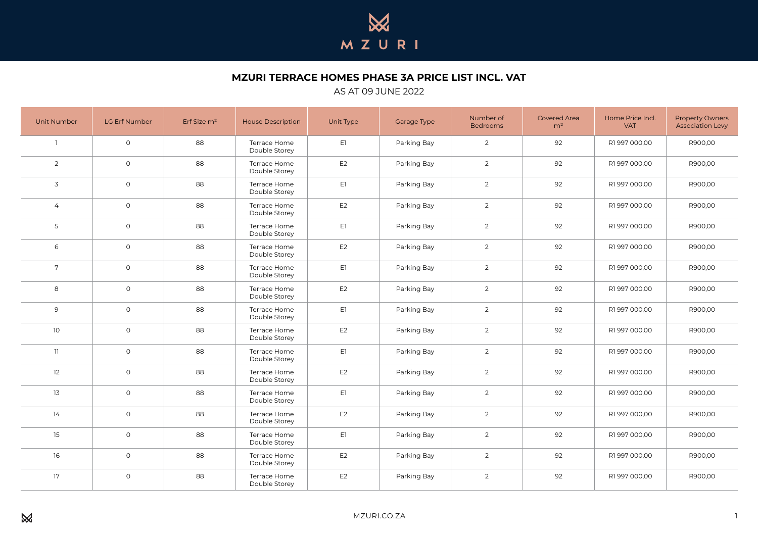MZURI

# MZURI TERRACE HOMES PHASE 3A PRICE LIST INCL. VAT

AS AT 09 JUNE 2022

| Unit Number | LG Erf Number | Erf Size m² | House Description | Unit Type | Garage Type | Number of Bedrooms | Covered Area m² | Home Price Incl. VAT | Property Owners Association Levy |
|---|---|---|---|---|---|---|---|---|---|
| 1 | 0 | 88 | Terrace Home Double Storey | E1 | Parking Bay | 2 | 92 | R1 997 000,00 | R900,00 |
| 2 | 0 | 88 | Terrace Home Double Storey | E2 | Parking Bay | 2 | 92 | R1 997 000,00 | R900,00 |
| 3 | 0 | 88 | Terrace Home Double Storey | E1 | Parking Bay | 2 | 92 | R1 997 000,00 | R900,00 |
| 4 | 0 | 88 | Terrace Home Double Storey | E2 | Parking Bay | 2 | 92 | R1 997 000,00 | R900,00 |
| 5 | 0 | 88 | Terrace Home Double Storey | E1 | Parking Bay | 2 | 92 | R1 997 000,00 | R900,00 |
| 6 | 0 | 88 | Terrace Home Double Storey | E2 | Parking Bay | 2 | 92 | R1 997 000,00 | R900,00 |
| 7 | 0 | 88 | Terrace Home Double Storey | E1 | Parking Bay | 2 | 92 | R1 997 000,00 | R900,00 |
| 8 | 0 | 88 | Terrace Home Double Storey | E2 | Parking Bay | 2 | 92 | R1 997 000,00 | R900,00 |
| 9 | 0 | 88 | Terrace Home Double Storey | E1 | Parking Bay | 2 | 92 | R1 997 000,00 | R900,00 |
| 10 | 0 | 88 | Terrace Home Double Storey | E2 | Parking Bay | 2 | 92 | R1 997 000,00 | R900,00 |
| 11 | 0 | 88 | Terrace Home Double Storey | E1 | Parking Bay | 2 | 92 | R1 997 000,00 | R900,00 |
| 12 | 0 | 88 | Terrace Home Double Storey | E2 | Parking Bay | 2 | 92 | R1 997 000,00 | R900,00 |
| 13 | 0 | 88 | Terrace Home Double Storey | E1 | Parking Bay | 2 | 92 | R1 997 000,00 | R900,00 |
| 14 | 0 | 88 | Terrace Home Double Storey | E2 | Parking Bay | 2 | 92 | R1 997 000,00 | R900,00 |
| 15 | 0 | 88 | Terrace Home Double Storey | E1 | Parking Bay | 2 | 92 | R1 997 000,00 | R900,00 |
| 16 | 0 | 88 | Terrace Home Double Storey | E2 | Parking Bay | 2 | 92 | R1 997 000,00 | R900,00 |
| 17 | 0 | 88 | Terrace Home Double Storey | E2 | Parking Bay | 2 | 92 | R1 997 000,00 | R900,00 |

MZURI.CO.ZA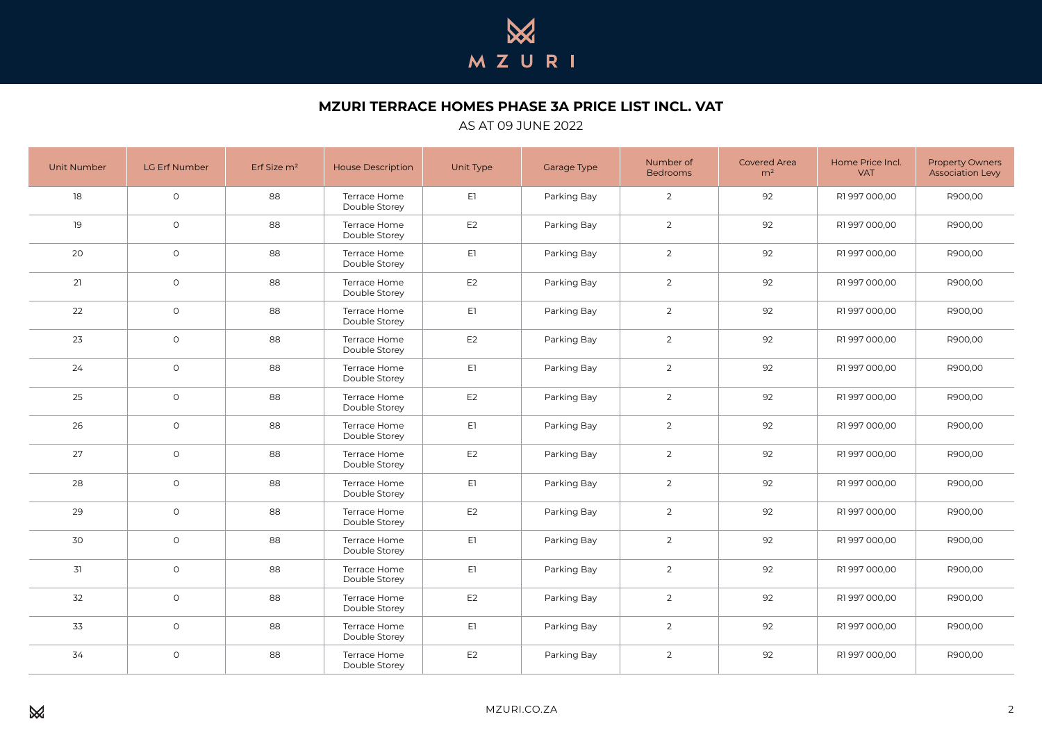# MZURI TERRACE HOMES PHASE 3A PRICE LIST INCL. VAT

AS AT 09 JUNE 2022

| Unit Number | LG Erf Number | Erf Size m² | House Description | Unit Type | Garage Type | Number of Bedrooms | Covered Area m² | Home Price Incl. VAT | Property Owners Association Levy |
|---|---|---|---|---|---|---|---|---|---|
| 18 | 0 | 88 | Terrace Home Double Storey | E1 | Parking Bay | 2 | 92 | R1 997 000,00 | R900,00 |
| 19 | 0 | 88 | Terrace Home Double Storey | E2 | Parking Bay | 2 | 92 | R1 997 000,00 | R900,00 |
| 20 | 0 | 88 | Terrace Home Double Storey | E1 | Parking Bay | 2 | 92 | R1 997 000,00 | R900,00 |
| 21 | 0 | 88 | Terrace Home Double Storey | E2 | Parking Bay | 2 | 92 | R1 997 000,00 | R900,00 |
| 22 | 0 | 88 | Terrace Home Double Storey | E1 | Parking Bay | 2 | 92 | R1 997 000,00 | R900,00 |
| 23 | 0 | 88 | Terrace Home Double Storey | E2 | Parking Bay | 2 | 92 | R1 997 000,00 | R900,00 |
| 24 | 0 | 88 | Terrace Home Double Storey | E1 | Parking Bay | 2 | 92 | R1 997 000,00 | R900,00 |
| 25 | 0 | 88 | Terrace Home Double Storey | E2 | Parking Bay | 2 | 92 | R1 997 000,00 | R900,00 |
| 26 | 0 | 88 | Terrace Home Double Storey | E1 | Parking Bay | 2 | 92 | R1 997 000,00 | R900,00 |
| 27 | 0 | 88 | Terrace Home Double Storey | E2 | Parking Bay | 2 | 92 | R1 997 000,00 | R900,00 |
| 28 | 0 | 88 | Terrace Home Double Storey | E1 | Parking Bay | 2 | 92 | R1 997 000,00 | R900,00 |
| 29 | 0 | 88 | Terrace Home Double Storey | E2 | Parking Bay | 2 | 92 | R1 997 000,00 | R900,00 |
| 30 | 0 | 88 | Terrace Home Double Storey | E1 | Parking Bay | 2 | 92 | R1 997 000,00 | R900,00 |
| 31 | 0 | 88 | Terrace Home Double Storey | E1 | Parking Bay | 2 | 92 | R1 997 000,00 | R900,00 |
| 32 | 0 | 88 | Terrace Home Double Storey | E2 | Parking Bay | 2 | 92 | R1 997 000,00 | R900,00 |
| 33 | 0 | 88 | Terrace Home Double Storey | E1 | Parking Bay | 2 | 92 | R1 997 000,00 | R900,00 |
| 34 | 0 | 88 | Terrace Home Double Storey | E2 | Parking Bay | 2 | 92 | R1 997 000,00 | R900,00 |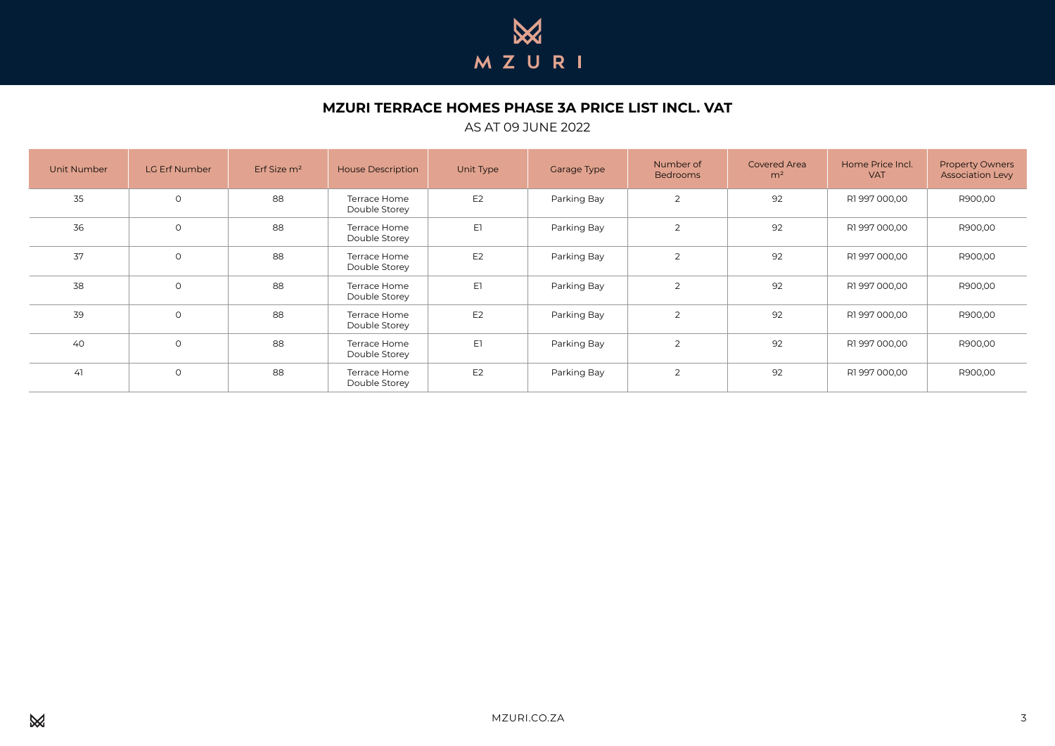M Z U R I

## MZURI TERRACE HOMES PHASE 3A PRICE LIST INCL. VAT

AS AT 09 JUNE 2022

| Unit Number | LG Erf Number | Erf Size m² | House Description | Unit Type | Garage Type | Number of Bedrooms | Covered Area m² | Home Price Incl. VAT | Property Owners Association Levy |
|---|---|---|---|---|---|---|---|---|---|
| 35 | 0 | 88 | Terrace Home Double Storey | E2 | Parking Bay | 2 | 92 | R1 997 000,00 | R900,00 |
| 36 | 0 | 88 | Terrace Home Double Storey | E1 | Parking Bay | 2 | 92 | R1 997 000,00 | R900,00 |
| 37 | 0 | 88 | Terrace Home Double Storey | E2 | Parking Bay | 2 | 92 | R1 997 000,00 | R900,00 |
| 38 | 0 | 88 | Terrace Home Double Storey | E1 | Parking Bay | 2 | 92 | R1 997 000,00 | R900,00 |
| 39 | 0 | 88 | Terrace Home Double Storey | E2 | Parking Bay | 2 | 92 | R1 997 000,00 | R900,00 |
| 40 | 0 | 88 | Terrace Home Double Storey | E1 | Parking Bay | 2 | 92 | R1 997 000,00 | R900,00 |
| 41 | 0 | 88 | Terrace Home Double Storey | E2 | Parking Bay | 2 | 92 | R1 997 000,00 | R900,00 |

MZURI.CO.ZA